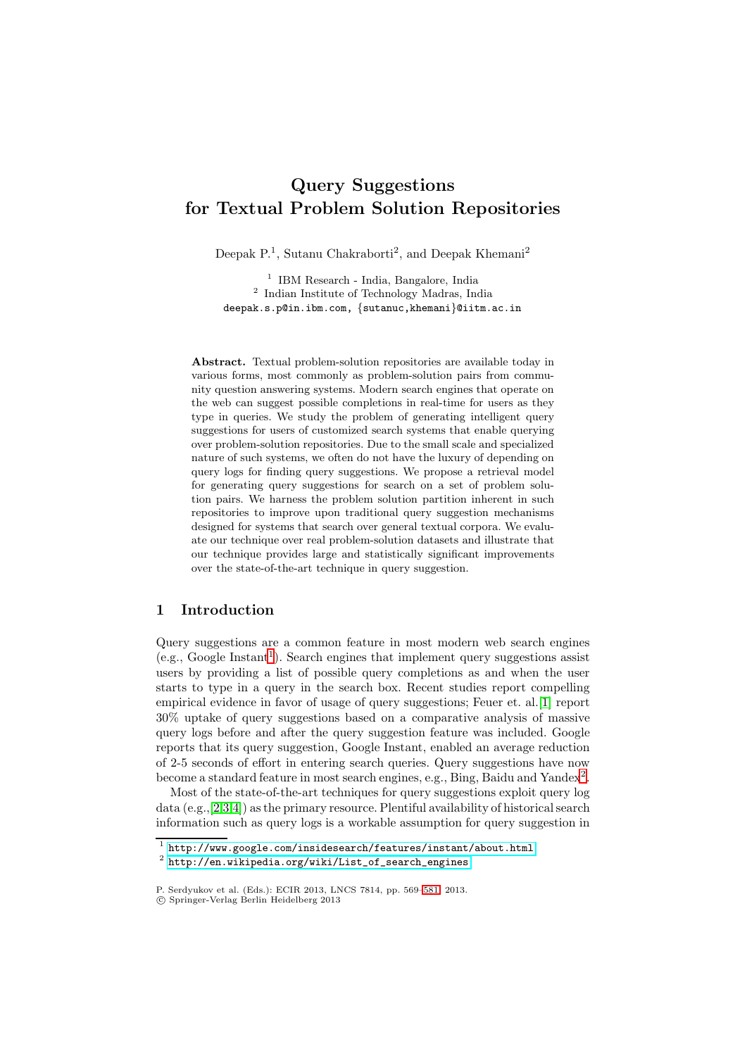# Query Suggestions for Textual Problem Solution Repositories

Deepak P.[1], Sutanu Chakraborti[2], and Deepak Khemani[2]

[1] IBM Research - India, Bangalore, India
[2] Indian Institute of Technology Madras, India
deepak.s.p@in.ibm.com, {sutanuc,khemani}@iitm.ac.in

**Abstract.** Textual problem-solution repositories are available today in various forms, most commonly as problem-solution pairs from community question answering systems. Modern search engines that operate on the web can suggest possible completions in real-time for users as they type in queries. We study the problem of generating intelligent query suggestions for users of customized search systems that enable querying over problem-solution repositories. Due to the small scale and specialized nature of such systems, we often do not have the luxury of depending on query logs for finding query suggestions. We propose a retrieval model for generating query suggestions for search on a set of problem solution pairs. We harness the problem solution partition inherent in such repositories to improve upon traditional query suggestion mechanisms designed for systems that search over general textual corpora. We evaluate our technique over real problem-solution datasets and illustrate that our technique provides large and statistically significant improvements over the state-of-the-art technique in query suggestion.

## 1 Introduction

Query suggestions are a common feature in most modern web search engines (e.g., Google Instant[1]). Search engines that implement query suggestions assist users by providing a list of possible query completions as and when the user starts to type in a query in the search box. Recent studies report compelling empirical evidence in favor of usage of query suggestions; Feuer et. al. [1] report 30% uptake of query suggestions based on a comparative analysis of massive query logs before and after the query suggestion feature was included. Google reports that its query suggestion, Google Instant, enabled an average reduction of 2-5 seconds of effort in entering search queries. Query suggestions have now become a standard feature in most search engines, e.g., Bing, Baidu and Yandex[2].

Most of the state-of-the-art techniques for query suggestions exploit query log data (e.g., [2,3,4]) as the primary resource. Plentiful availability of historical search information such as query logs is a workable assumption for query suggestion in

[1] http://www.google.com/insidesearch/features/instant/about.html
[2] http://en.wikipedia.org/wiki/List_of_search_engines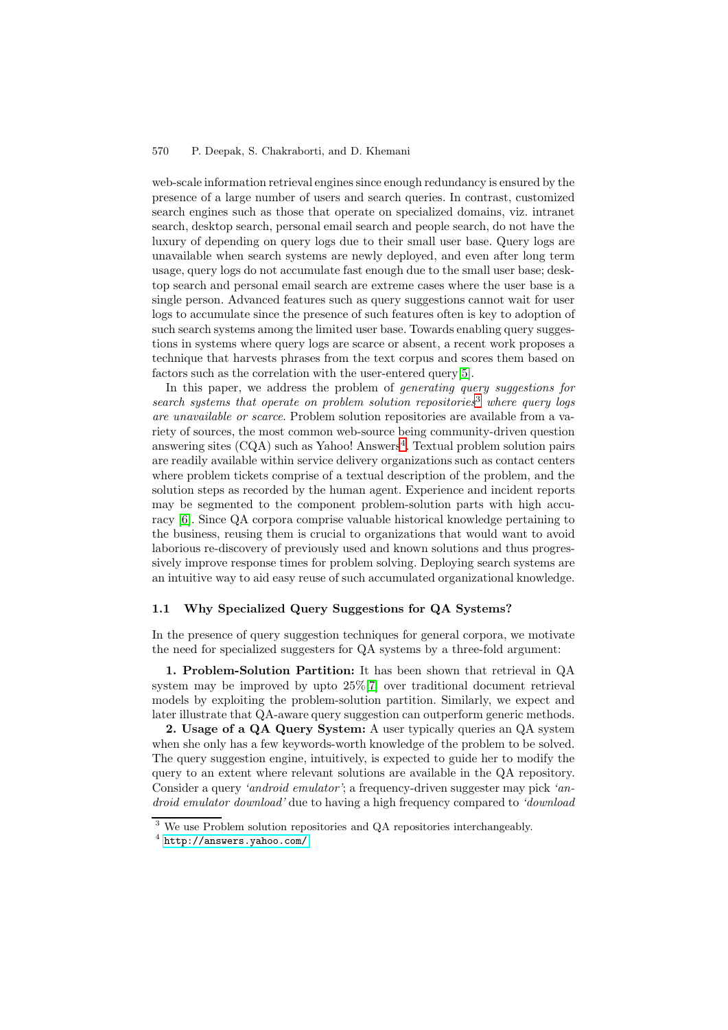web-scale information retrieval engines since enough redundancy is ensured by the presence of a large number of users and search queries. In contrast, customized search engines such as those that operate on specialized domains, viz. intranet search, desktop search, personal email search and people search, do not have the luxury of depending on query logs due to their small user base. Query logs are unavailable when search systems are newly deployed, and even after long term usage, query logs do not accumulate fast enough due to the small user base; desktop search and personal email search are extreme cases where the user base is a single person. Advanced features such as query suggestions cannot wait for user logs to accumulate since the presence of such features often is key to adoption of such search systems among the limited user base. Towards enabling query suggestions in systems where query logs are scarce or absent, a recent work proposes a technique that harvests phrases from the text corpus and scores them based on factors such as the correlation with the user-entered query[5].

In this paper, we address the problem of *generating query suggestions for search systems that operate on problem solution repositories*[3] *where query logs are unavailable or scarce*. Problem solution repositories are available from a variety of sources, the most common web-source being community-driven question answering sites (CQA) such as Yahoo! Answers[4]. Textual problem solution pairs are readily available within service delivery organizations such as contact centers where problem tickets comprise of a textual description of the problem, and the solution steps as recorded by the human agent. Experience and incident reports may be segmented to the component problem-solution parts with high accuracy [6]. Since QA corpora comprise valuable historical knowledge pertaining to the business, reusing them is crucial to organizations that would want to avoid laborious re-discovery of previously used and known solutions and thus progressively improve response times for problem solving. Deploying search systems are an intuitive way to aid easy reuse of such accumulated organizational knowledge.

### 1.1 Why Specialized Query Suggestions for QA Systems?

In the presence of query suggestion techniques for general corpora, we motivate the need for specialized suggesters for QA systems by a three-fold argument:

**1. Problem-Solution Partition:** It has been shown that retrieval in QA system may be improved by upto 25%[7] over traditional document retrieval models by exploiting the problem-solution partition. Similarly, we expect and later illustrate that QA-aware query suggestion can outperform generic methods.

**2. Usage of a QA Query System:** A user typically queries an QA system when she only has a few keywords-worth knowledge of the problem to be solved. The query suggestion engine, intuitively, is expected to guide her to modify the query to an extent where relevant solutions are available in the QA repository. Consider a query *'android emulator'*; a frequency-driven suggester may pick *'android emulator download'* due to having a high frequency compared to *'download*

[3] We use Problem solution repositories and QA repositories interchangeably.

[4] http://answers.yahoo.com/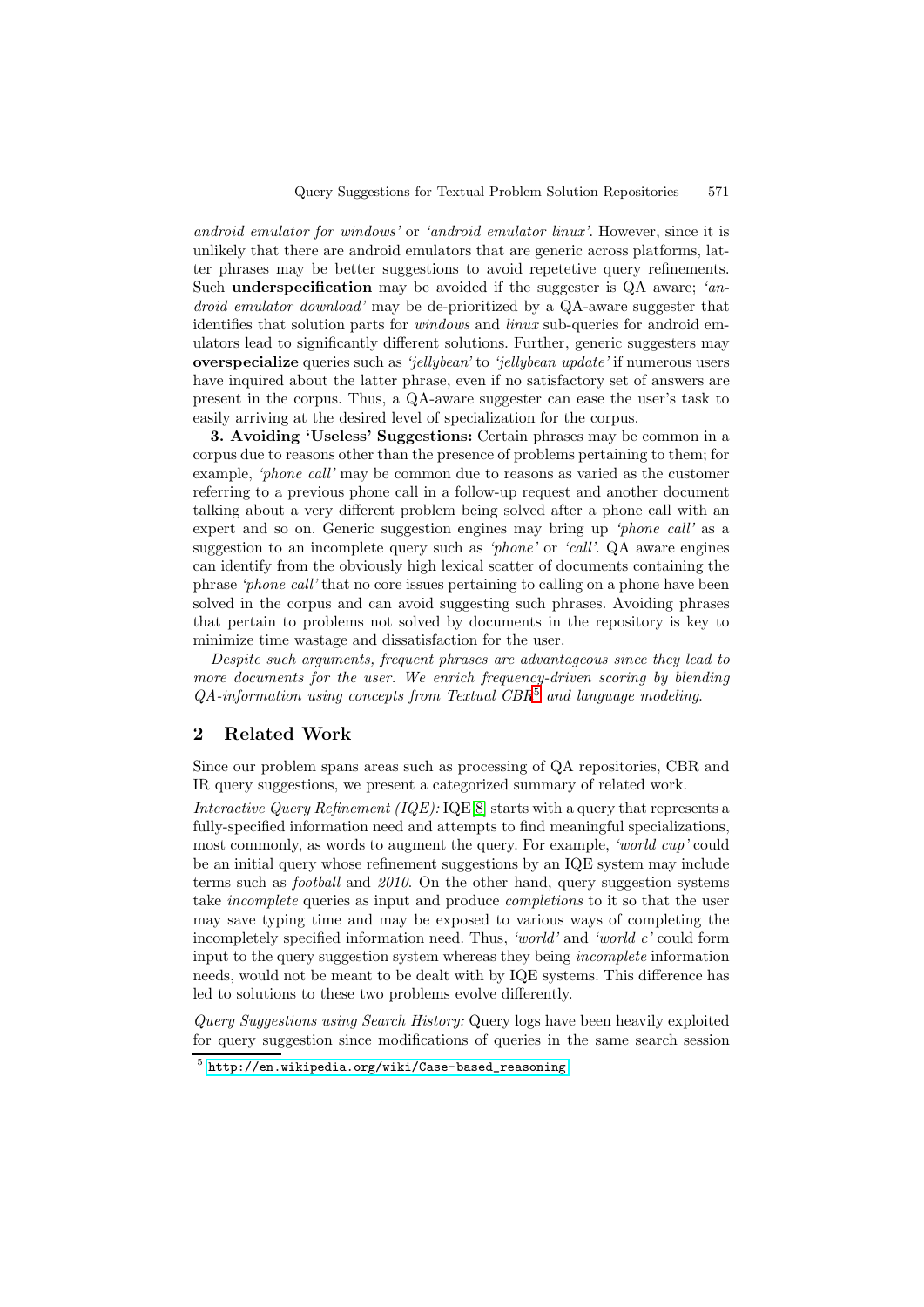*android emulator for windows'* or *'android emulator linux'*. However, since it is unlikely that there are android emulators that are generic across platforms, latter phrases may be better suggestions to avoid repetetive query refinements. Such **underspecification** may be avoided if the suggester is QA aware; *'android emulator download'* may be de-prioritized by a QA-aware suggester that identifies that solution parts for *windows* and *linux* sub-queries for android emulators lead to significantly different solutions. Further, generic suggesters may **overspecialize** queries such as *'jellybean'* to *'jellybean update'* if numerous users have inquired about the latter phrase, even if no satisfactory set of answers are present in the corpus. Thus, a QA-aware suggester can ease the user's task to easily arriving at the desired level of specialization for the corpus.

**3. Avoiding 'Useless' Suggestions:** Certain phrases may be common in a corpus due to reasons other than the presence of problems pertaining to them; for example, *'phone call'* may be common due to reasons as varied as the customer referring to a previous phone call in a follow-up request and another document talking about a very different problem being solved after a phone call with an expert and so on. Generic suggestion engines may bring up *'phone call'* as a suggestion to an incomplete query such as *'phone'* or *'call'*. QA aware engines can identify from the obviously high lexical scatter of documents containing the phrase *'phone call'* that no core issues pertaining to calling on a phone have been solved in the corpus and can avoid suggesting such phrases. Avoiding phrases that pertain to problems not solved by documents in the repository is key to minimize time wastage and dissatisfaction for the user.

*Despite such arguments, frequent phrases are advantageous since they lead to more documents for the user. We enrich frequency-driven scoring by blending QA-information using concepts from Textual CBR[5] and language modeling.*

## 2 Related Work

Since our problem spans areas such as processing of QA repositories, CBR and IR query suggestions, we present a categorized summary of related work.

*Interactive Query Refinement (IQE):* IQE [8] starts with a query that represents a fully-specified information need and attempts to find meaningful specializations, most commonly, as words to augment the query. For example, *'world cup'* could be an initial query whose refinement suggestions by an IQE system may include terms such as *football* and *2010*. On the other hand, query suggestion systems take *incomplete* queries as input and produce *completions* to it so that the user may save typing time and may be exposed to various ways of completing the incompletely specified information need. Thus, *'world'* and *'world c'* could form input to the query suggestion system whereas they being *incomplete* information needs, would not be meant to be dealt with by IQE systems. This difference has led to solutions to these two problems evolve differently.

*Query Suggestions using Search History:* Query logs have been heavily exploited for query suggestion since modifications of queries in the same search session

[5] http://en.wikipedia.org/wiki/Case-based_reasoning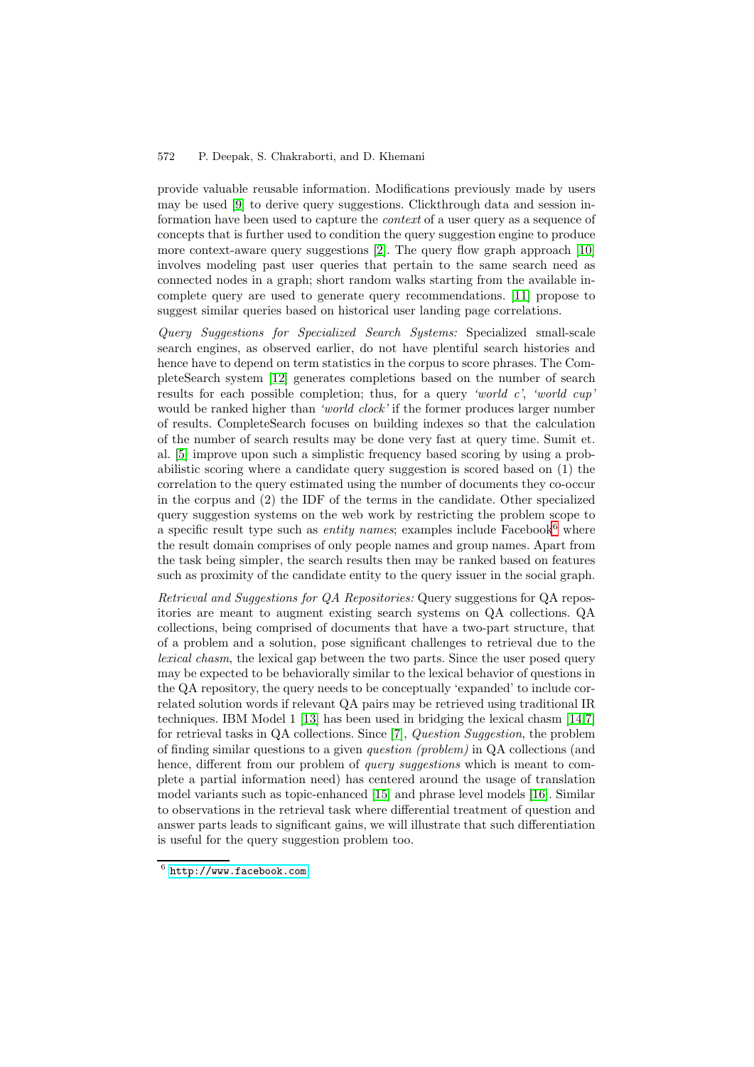provide valuable reusable information. Modifications previously made by users may be used [9] to derive query suggestions. Clickthrough data and session information have been used to capture the *context* of a user query as a sequence of concepts that is further used to condition the query suggestion engine to produce more context-aware query suggestions [2]. The query flow graph approach [10] involves modeling past user queries that pertain to the same search need as connected nodes in a graph; short random walks starting from the available incomplete query are used to generate query recommendations. [11] propose to suggest similar queries based on historical user landing page correlations.

*Query Suggestions for Specialized Search Systems:* Specialized small-scale search engines, as observed earlier, do not have plentiful search histories and hence have to depend on term statistics in the corpus to score phrases. The CompleteSearch system [12] generates completions based on the number of search results for each possible completion; thus, for a query *'world c'*, *'world cup'* would be ranked higher than *'world clock'* if the former produces larger number of results. CompleteSearch focuses on building indexes so that the calculation of the number of search results may be done very fast at query time. Sumit et. al. [5] improve upon such a simplistic frequency based scoring by using a probabilistic scoring where a candidate query suggestion is scored based on (1) the correlation to the query estimated using the number of documents they co-occur in the corpus and (2) the IDF of the terms in the candidate. Other specialized query suggestion systems on the web work by restricting the problem scope to a specific result type such as *entity names*; examples include Facebook[6] where the result domain comprises of only people names and group names. Apart from the task being simpler, the search results then may be ranked based on features such as proximity of the candidate entity to the query issuer in the social graph.

*Retrieval and Suggestions for QA Repositories:* Query suggestions for QA repositories are meant to augment existing search systems on QA collections. QA collections, being comprised of documents that have a two-part structure, that of a problem and a solution, pose significant challenges to retrieval due to the *lexical chasm*, the lexical gap between the two parts. Since the user posed query may be expected to be behaviorally similar to the lexical behavior of questions in the QA repository, the query needs to be conceptually 'expanded' to include correlated solution words if relevant QA pairs may be retrieved using traditional IR techniques. IBM Model 1 [13] has been used in bridging the lexical chasm [14,7] for retrieval tasks in QA collections. Since [7], *Question Suggestion*, the problem of finding similar questions to a given *question (problem)* in QA collections (and hence, different from our problem of *query suggestions* which is meant to complete a partial information need) has centered around the usage of translation model variants such as topic-enhanced [15] and phrase level models [16]. Similar to observations in the retrieval task where differential treatment of question and answer parts leads to significant gains, we will illustrate that such differentiation is useful for the query suggestion problem too.

---

[6] http://www.facebook.com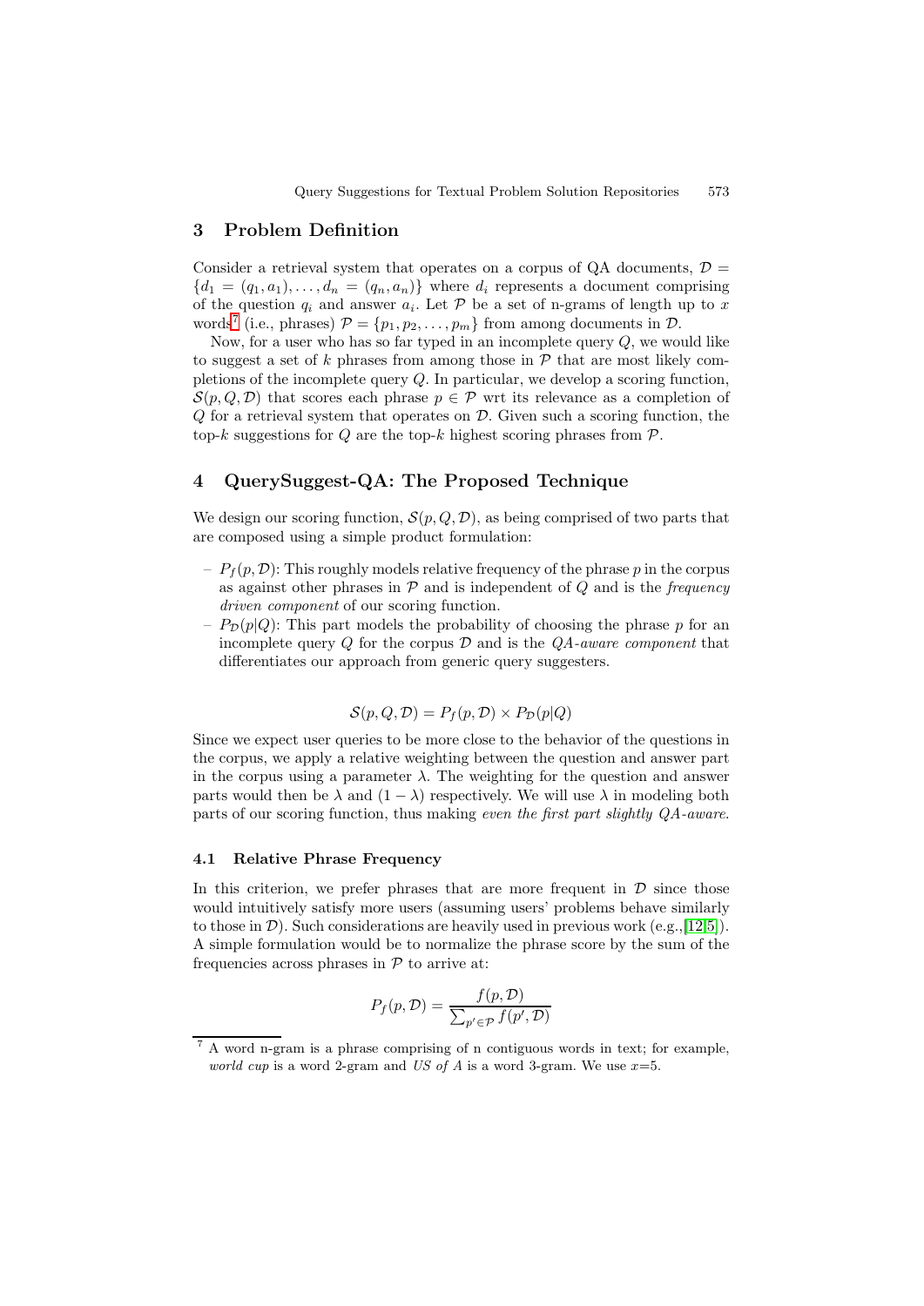## 3 Problem Definition

Consider a retrieval system that operates on a corpus of QA documents, $\mathcal{D} = \{d_1 = (q_1, a_1), \ldots, d_n = (q_n, a_n)\}$ where $d_i$ represents a document comprising of the question $q_i$ and answer $a_i$. Let $\mathcal{P}$ be a set of n-grams of length up to $x$ words[7] (i.e., phrases) $\mathcal{P} = \{p_1, p_2, \ldots, p_m\}$ from among documents in $\mathcal{D}$.

Now, for a user who has so far typed in an incomplete query $Q$, we would like to suggest a set of $k$ phrases from among those in $\mathcal{P}$ that are most likely completions of the incomplete query $Q$. In particular, we develop a scoring function, $\mathcal{S}(p, Q, \mathcal{D})$ that scores each phrase $p \in \mathcal{P}$ wrt its relevance as a completion of $Q$ for a retrieval system that operates on $\mathcal{D}$. Given such a scoring function, the top-$k$ suggestions for $Q$ are the top-$k$ highest scoring phrases from $\mathcal{P}$.

## 4 QuerySuggest-QA: The Proposed Technique

We design our scoring function, $\mathcal{S}(p, Q, \mathcal{D})$, as being comprised of two parts that are composed using a simple product formulation:

- $P_f(p, \mathcal{D})$: This roughly models relative frequency of the phrase $p$ in the corpus as against other phrases in $\mathcal{P}$ and is independent of $Q$ and is the *frequency driven component* of our scoring function.
- $P_{\mathcal{D}}(p|Q)$: This part models the probability of choosing the phrase $p$ for an incomplete query $Q$ for the corpus $\mathcal{D}$ and is the *QA-aware component* that differentiates our approach from generic query suggesters.

$$\mathcal{S}(p, Q, \mathcal{D}) = P_f(p, \mathcal{D}) \times P_{\mathcal{D}}(p|Q)$$

Since we expect user queries to be more close to the behavior of the questions in the corpus, we apply a relative weighting between the question and answer part in the corpus using a parameter $\lambda$. The weighting for the question and answer parts would then be $\lambda$ and $(1 - \lambda)$ respectively. We will use $\lambda$ in modeling both parts of our scoring function, thus making *even the first part slightly QA-aware*.

### 4.1 Relative Phrase Frequency

In this criterion, we prefer phrases that are more frequent in $\mathcal{D}$ since those would intuitively satisfy more users (assuming users' problems behave similarly to those in $\mathcal{D}$). Such considerations are heavily used in previous work (e.g.,[12,5]). A simple formulation would be to normalize the phrase score by the sum of the frequencies across phrases in $\mathcal{P}$ to arrive at:

$$P_f(p, \mathcal{D}) = \frac{f(p, \mathcal{D})}{\sum_{p' \in \mathcal{P}} f(p', \mathcal{D})}$$

[7] A word n-gram is a phrase comprising of n contiguous words in text; for example, *world cup* is a word 2-gram and *US of A* is a word 3-gram. We use $x$=5.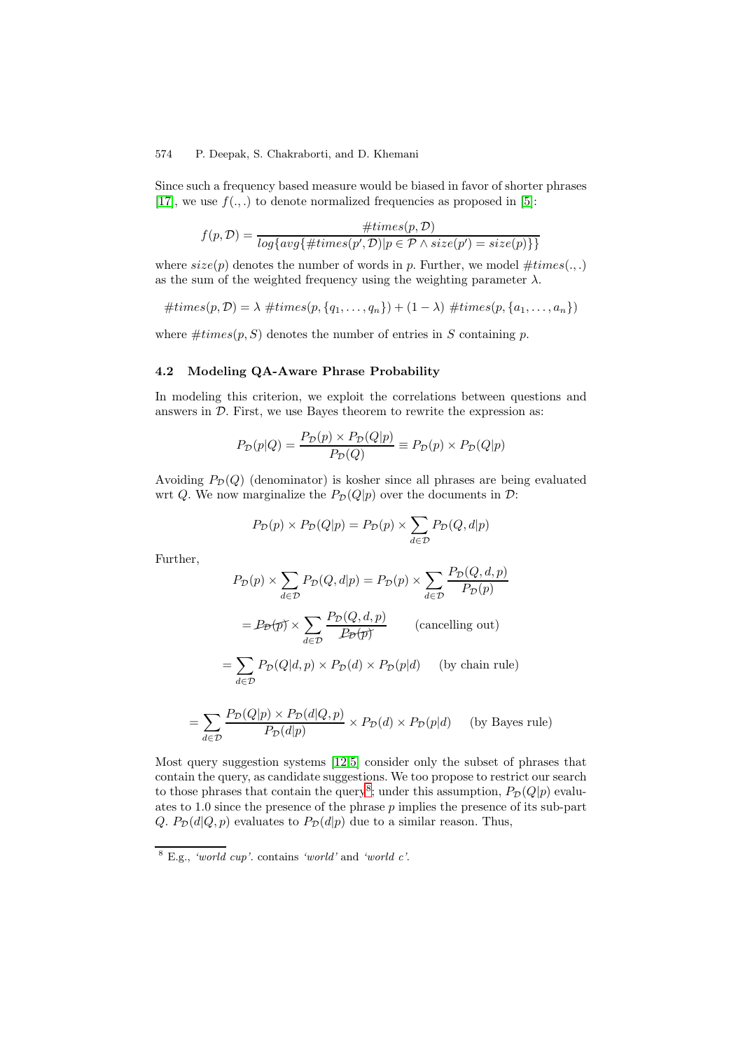Since such a frequency based measure would be biased in favor of shorter phrases [17], we use $f(.,.)$ to denote normalized frequencies as proposed in [5]:

$$f(p, \mathcal{D}) = \frac{\#times(p, \mathcal{D})}{log\{avg\{\#times(p', \mathcal{D}) | p \in \mathcal{P} \wedge size(p') = size(p)\}\}}$$

where $size(p)$ denotes the number of words in $p$. Further, we model $\#times(.,.)$ as the sum of the weighted frequency using the weighting parameter $\lambda$.

$$\#times(p, \mathcal{D}) = \lambda \ \#times(p, \{q_1, \ldots, q_n\}) + (1 - \lambda) \ \#times(p, \{a_1, \ldots, a_n\})$$

where $\#times(p, S)$ denotes the number of entries in $S$ containing $p$.

### 4.2 Modeling QA-Aware Phrase Probability

In modeling this criterion, we exploit the correlations between questions and answers in $\mathcal{D}$. First, we use Bayes theorem to rewrite the expression as:

$$P_{\mathcal{D}}(p|Q) = \frac{P_{\mathcal{D}}(p) \times P_{\mathcal{D}}(Q|p)}{P_{\mathcal{D}}(Q)} \equiv P_{\mathcal{D}}(p) \times P_{\mathcal{D}}(Q|p)$$

Avoiding $P_{\mathcal{D}}(Q)$ (denominator) is kosher since all phrases are being evaluated wrt $Q$. We now marginalize the $P_{\mathcal{D}}(Q|p)$ over the documents in $\mathcal{D}$:

$$P_{\mathcal{D}}(p) \times P_{\mathcal{D}}(Q|p) = P_{\mathcal{D}}(p) \times \sum_{d \in \mathcal{D}} P_{\mathcal{D}}(Q, d|p)$$

Further,

$$P_{\mathcal{D}}(p) \times \sum_{d \in \mathcal{D}} P_{\mathcal{D}}(Q, d|p) = P_{\mathcal{D}}(p) \times \sum_{d \in \mathcal{D}} \frac{P_{\mathcal{D}}(Q, d, p)}{P_{\mathcal{D}}(p)}$$

$$= \cancel{P_{\mathcal{D}}(p)} \times \sum_{d \in \mathcal{D}} \frac{P_{\mathcal{D}}(Q, d, p)}{\cancel{P_{\mathcal{D}}(p)}} \qquad \text{(cancelling out)}$$

$$= \sum_{d \in \mathcal{D}} P_{\mathcal{D}}(Q|d, p) \times P_{\mathcal{D}}(d) \times P_{\mathcal{D}}(p|d) \qquad \text{(by chain rule)}$$

$$= \sum_{d \in \mathcal{D}} \frac{P_{\mathcal{D}}(Q|p) \times P_{\mathcal{D}}(d|Q, p)}{P_{\mathcal{D}}(d|p)} \times P_{\mathcal{D}}(d) \times P_{\mathcal{D}}(p|d) \qquad \text{(by Bayes rule)}$$

Most query suggestion systems [12,5] consider only the subset of phrases that contain the query, as candidate suggestions. We too propose to restrict our search to those phrases that contain the query[8]; under this assumption, $P_{\mathcal{D}}(Q|p)$ evaluates to 1.0 since the presence of the phrase $p$ implies the presence of its sub-part $Q$. $P_{\mathcal{D}}(d|Q, p)$ evaluates to $P_{\mathcal{D}}(d|p)$ due to a similar reason. Thus,

[8] E.g., *'world cup'*. contains *'world'* and *'world c'*.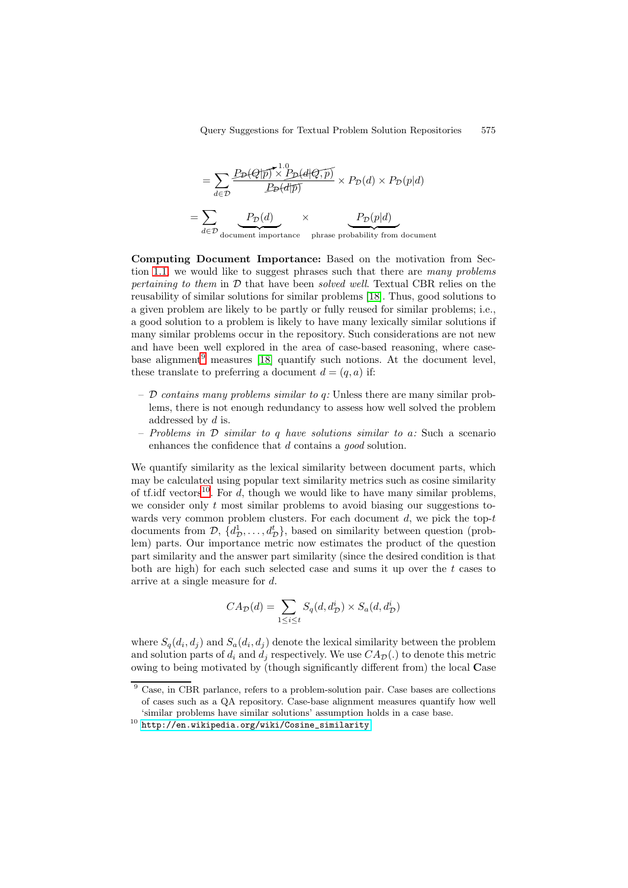$$= \sum_{d \in \mathcal{D}} \frac{\cancel{P_{\mathcal{D}}(Q|p)} \times \cancelto{1.0}{P_{\mathcal{D}}(d|Q,p)}}{\cancel{P_{\mathcal{D}}(d|p)}} \times P_{\mathcal{D}}(d) \times P_{\mathcal{D}}(p|d)$$

$$= \sum_{d \in \mathcal{D}} \underbrace{P_{\mathcal{D}}(d)}_{\text{document importance}} \times \underbrace{P_{\mathcal{D}}(p|d)}_{\text{phrase probability from document}}$$

**Computing Document Importance:** Based on the motivation from Section 1.1, we would like to suggest phrases such that there are *many problems pertaining to them* in $\mathcal{D}$ that have been *solved well*. Textual CBR relies on the reusability of similar solutions for similar problems [18]. Thus, good solutions to a given problem are likely to be partly or fully reused for similar problems; i.e., a good solution to a problem is likely to have many lexically similar solutions if many similar problems occur in the repository. Such considerations are not new and have been well explored in the area of case-based reasoning, where case-base alignment[9] measures [18] quantify such notions. At the document level, these translate to preferring a document $d = (q, a)$ if:

- *$\mathcal{D}$ contains many problems similar to $q$:* Unless there are many similar problems, there is not enough redundancy to assess how well solved the problem addressed by $d$ is.
- *Problems in $\mathcal{D}$ similar to $q$ have solutions similar to $a$:* Such a scenario enhances the confidence that $d$ contains a *good* solution.

We quantify similarity as the lexical similarity between document parts, which may be calculated using popular text similarity metrics such as cosine similarity of tf.idf vectors[10]. For $d$, though we would like to have many similar problems, we consider only $t$ most similar problems to avoid biasing our suggestions towards very common problem clusters. For each document $d$, we pick the top-$t$ documents from $\mathcal{D}$, $\{d^1_{\mathcal{D}}, \ldots, d^t_{\mathcal{D}}\}$, based on similarity between question (problem) parts. Our importance metric now estimates the product of the question part similarity and the answer part similarity (since the desired condition is that both are high) for each such selected case and sums it up over the $t$ cases to arrive at a single measure for $d$.

$$CA_{\mathcal{D}}(d) = \sum_{1 \leq i \leq t} S_q(d, d^i_{\mathcal{D}}) \times S_a(d, d^i_{\mathcal{D}})$$

where $S_q(d_i, d_j)$ and $S_a(d_i, d_j)$ denote the lexical similarity between the problem and solution parts of $d_i$ and $d_j$ respectively. We use $CA_{\mathcal{D}}(.)$ to denote this metric owing to being motivated by (though significantly different from) the local **C**ase

[9] Case, in CBR parlance, refers to a problem-solution pair. Case bases are collections of cases such as a QA repository. Case-base alignment measures quantify how well 'similar problems have similar solutions' assumption holds in a case base.

[10] http://en.wikipedia.org/wiki/Cosine_similarity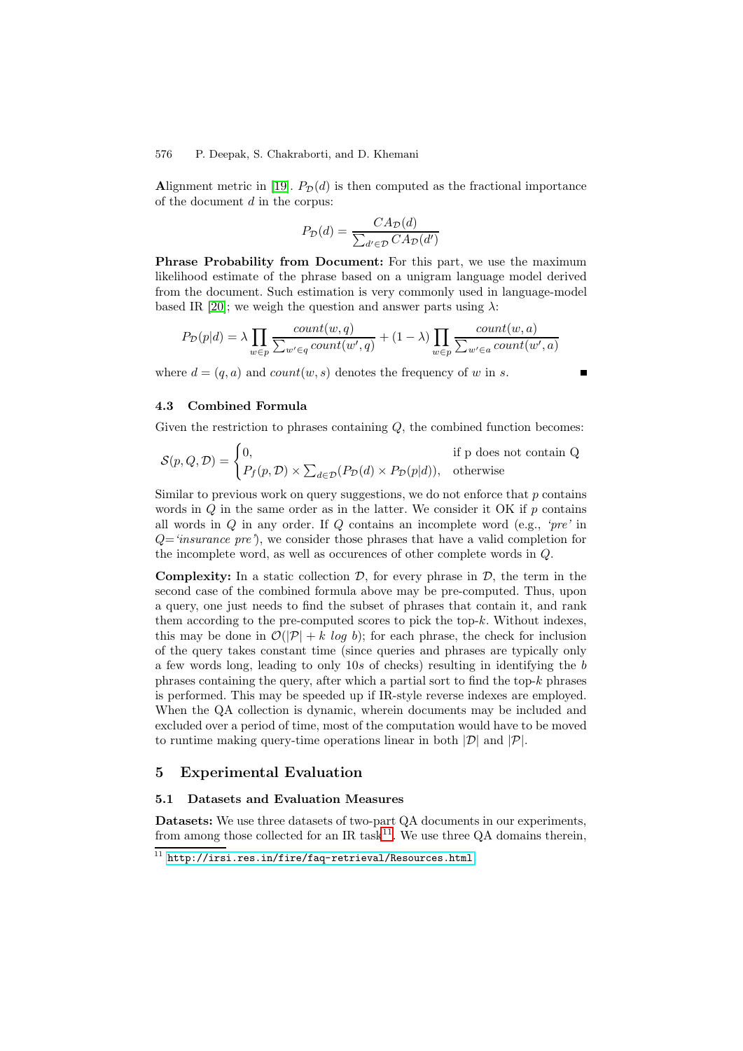**A**lignment metric in [19]. $P_{\mathcal{D}}(d)$ is then computed as the fractional importance of the document $d$ in the corpus:

$$P_{\mathcal{D}}(d) = \frac{CA_{\mathcal{D}}(d)}{\sum_{d' \in \mathcal{D}} CA_{\mathcal{D}}(d')}$$

**Phrase Probability from Document:** For this part, we use the maximum likelihood estimate of the phrase based on a unigram language model derived from the document. Such estimation is very commonly used in language-model based IR [20]; we weigh the question and answer parts using $\lambda$:

$$P_{\mathcal{D}}(p|d) = \lambda \prod_{w \in p} \frac{count(w, q)}{\sum_{w' \in q} count(w', q)} + (1 - \lambda) \prod_{w \in p} \frac{count(w, a)}{\sum_{w' \in a} count(w', a)}$$

where $d = (q, a)$ and $count(w, s)$ denotes the frequency of $w$ in $s$. ∎

### 4.3 Combined Formula

Given the restriction to phrases containing $Q$, the combined function becomes:

$$\mathcal{S}(p, Q, \mathcal{D}) = \begin{cases} 0, & \text{if p does not contain Q} \\ P_f(p, \mathcal{D}) \times \sum_{d \in \mathcal{D}} (P_{\mathcal{D}}(d) \times P_{\mathcal{D}}(p|d)), & \text{otherwise} \end{cases}$$

Similar to previous work on query suggestions, we do not enforce that $p$ contains words in $Q$ in the same order as in the latter. We consider it OK if $p$ contains all words in $Q$ in any order. If $Q$ contains an incomplete word (e.g., *'pre'* in $Q$=*'insurance pre'*), we consider those phrases that have a valid completion for the incomplete word, as well as occurences of other complete words in $Q$.

**Complexity:** In a static collection $\mathcal{D}$, for every phrase in $\mathcal{D}$, the term in the second case of the combined formula above may be pre-computed. Thus, upon a query, one just needs to find the subset of phrases that contain it, and rank them according to the pre-computed scores to pick the top-$k$. Without indexes, this may be done in $\mathcal{O}(|\mathcal{P}| + k\ log\ b)$; for each phrase, the check for inclusion of the query takes constant time (since queries and phrases are typically only a few words long, leading to only 10*s* of checks) resulting in identifying the $b$ phrases containing the query, after which a partial sort to find the top-$k$ phrases is performed. This may be speeded up if IR-style reverse indexes are employed. When the QA collection is dynamic, wherein documents may be included and excluded over a period of time, most of the computation would have to be moved to runtime making query-time operations linear in both $|\mathcal{D}|$ and $|\mathcal{P}|$.

## 5 Experimental Evaluation

### 5.1 Datasets and Evaluation Measures

**Datasets:** We use three datasets of two-part QA documents in our experiments, from among those collected for an IR task[11]. We use three QA domains therein,

[11] http://irsi.res.in/fire/faq-retrieval/Resources.html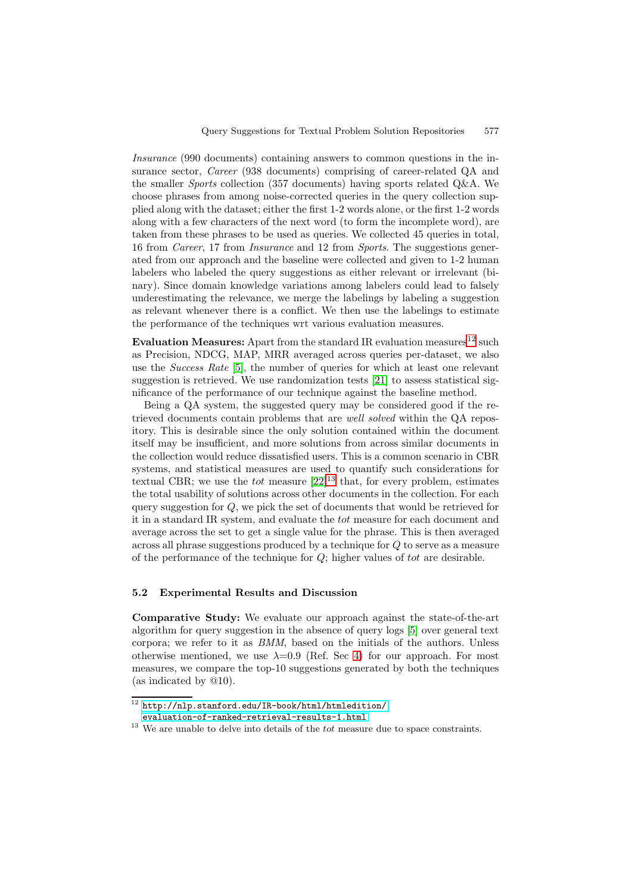*Insurance* (990 documents) containing answers to common questions in the insurance sector, *Career* (938 documents) comprising of career-related QA and the smaller *Sports* collection (357 documents) having sports related Q&A. We choose phrases from among noise-corrected queries in the query collection supplied along with the dataset; either the first 1-2 words alone, or the first 1-2 words along with a few characters of the next word (to form the incomplete word), are taken from these phrases to be used as queries. We collected 45 queries in total, 16 from *Career*, 17 from *Insurance* and 12 from *Sports*. The suggestions generated from our approach and the baseline were collected and given to 1-2 human labelers who labeled the query suggestions as either relevant or irrelevant (binary). Since domain knowledge variations among labelers could lead to falsely underestimating the relevance, we merge the labelings by labeling a suggestion as relevant whenever there is a conflict. We then use the labelings to estimate the performance of the techniques wrt various evaluation measures.

**Evaluation Measures:** Apart from the standard IR evaluation measures[12] such as Precision, NDCG, MAP, MRR averaged across queries per-dataset, we also use the *Success Rate* [5], the number of queries for which at least one relevant suggestion is retrieved. We use randomization tests [21] to assess statistical significance of the performance of our technique against the baseline method.

Being a QA system, the suggested query may be considered good if the retrieved documents contain problems that are *well solved* within the QA repository. This is desirable since the only solution contained within the document itself may be insufficient, and more solutions from across similar documents in the collection would reduce dissatisfied users. This is a common scenario in CBR systems, and statistical measures are used to quantify such considerations for textual CBR; we use the *tot* measure [22][13] that, for every problem, estimates the total usability of solutions across other documents in the collection. For each query suggestion for $Q$, we pick the set of documents that would be retrieved for it in a standard IR system, and evaluate the *tot* measure for each document and average across the set to get a single value for the phrase. This is then averaged across all phrase suggestions produced by a technique for $Q$ to serve as a measure of the performance of the technique for $Q$; higher values of *tot* are desirable.

### 5.2 Experimental Results and Discussion

**Comparative Study:** We evaluate our approach against the state-of-the-art algorithm for query suggestion in the absence of query logs [5] over general text corpora; we refer to it as *BMM*, based on the initials of the authors. Unless otherwise mentioned, we use $\lambda$=0.9 (Ref. Sec 4) for our approach. For most measures, we compare the top-10 suggestions generated by both the techniques (as indicated by @10).

---

[12] `http://nlp.stanford.edu/IR-book/html/htmledition/evaluation-of-ranked-retrieval-results-1.html`

[13] We are unable to delve into details of the *tot* measure due to space constraints.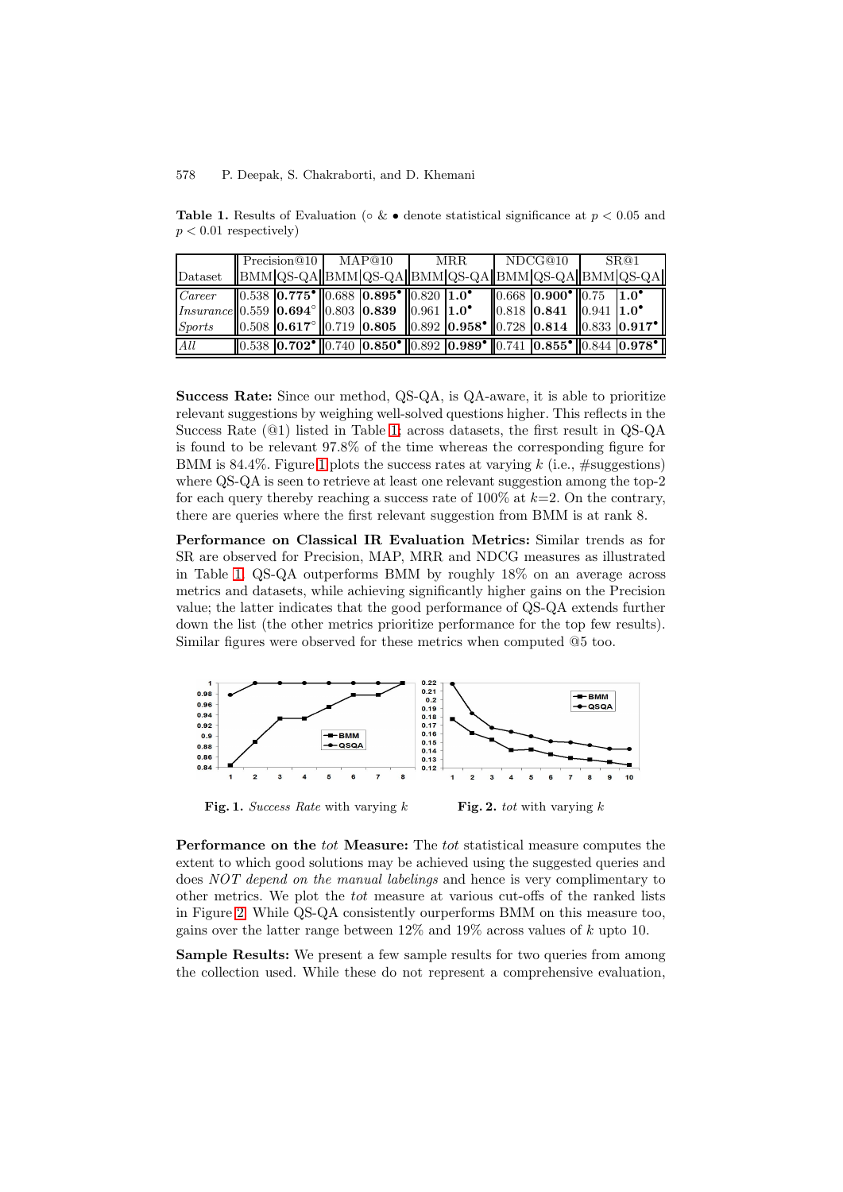**Table 1.** Results of Evaluation (∘ & • denote statistical significance at $p < 0.05$ and $p < 0.01$ respectively)

| | Precision@10 | | MAP@10 | | MRR | | NDCG@10 | | SR@1 | |
|---|---|---|---|---|---|---|---|---|---|---|
| Dataset | BMM | QS-QA | BMM | QS-QA | BMM | QS-QA | BMM | QS-QA | BMM | QS-QA |
| *Career* | 0.538 | **0.775•** | 0.688 | **0.895•** | 0.820 | **1.0•** | 0.668 | **0.900•** | 0.75 | **1.0•** |
| *Insurance* | 0.559 | **0.694∘** | 0.803 | **0.839** | 0.961 | **1.0•** | 0.818 | **0.841** | 0.941 | **1.0•** |
| *Sports* | 0.508 | **0.617∘** | 0.719 | **0.805** | 0.892 | **0.958•** | 0.728 | **0.814** | 0.833 | **0.917•** |
| *All* | 0.538 | **0.702•** | 0.740 | **0.850•** | 0.892 | **0.989•** | 0.741 | **0.855•** | 0.844 | **0.978•** |

**Success Rate:** Since our method, QS-QA, is QA-aware, it is able to prioritize relevant suggestions by weighing well-solved questions higher. This reflects in the Success Rate (@1) listed in Table 1; across datasets, the first result in QS-QA is found to be relevant 97.8% of the time whereas the corresponding figure for BMM is 84.4%. Figure 1 plots the success rates at varying $k$ (i.e., #suggestions) where QS-QA is seen to retrieve at least one relevant suggestion among the top-2 for each query thereby reaching a success rate of 100% at $k$=2. On the contrary, there are queries where the first relevant suggestion from BMM is at rank 8.

**Performance on Classical IR Evaluation Metrics:** Similar trends as for SR are observed for Precision, MAP, MRR and NDCG measures as illustrated in Table 1. QS-QA outperforms BMM by roughly 18% on an average across metrics and datasets, while achieving significantly higher gains on the Precision value; the latter indicates that the good performance of QS-QA extends further down the list (the other metrics prioritize performance for the top few results). Similar figures were observed for these metrics when computed @5 too.

**Fig. 1.** *Success Rate* with varying $k$

**Fig. 2.** *tot* with varying $k$

**Performance on the *tot* Measure:** The *tot* statistical measure computes the extent to which good solutions may be achieved using the suggested queries and does *NOT depend on the manual labelings* and hence is very complimentary to other metrics. We plot the *tot* measure at various cut-offs of the ranked lists in Figure 2. While QS-QA consistently ourperforms BMM on this measure too, gains over the latter range between 12% and 19% across values of $k$ upto 10.

**Sample Results:** We present a few sample results for two queries from among the collection used. While these do not represent a comprehensive evaluation,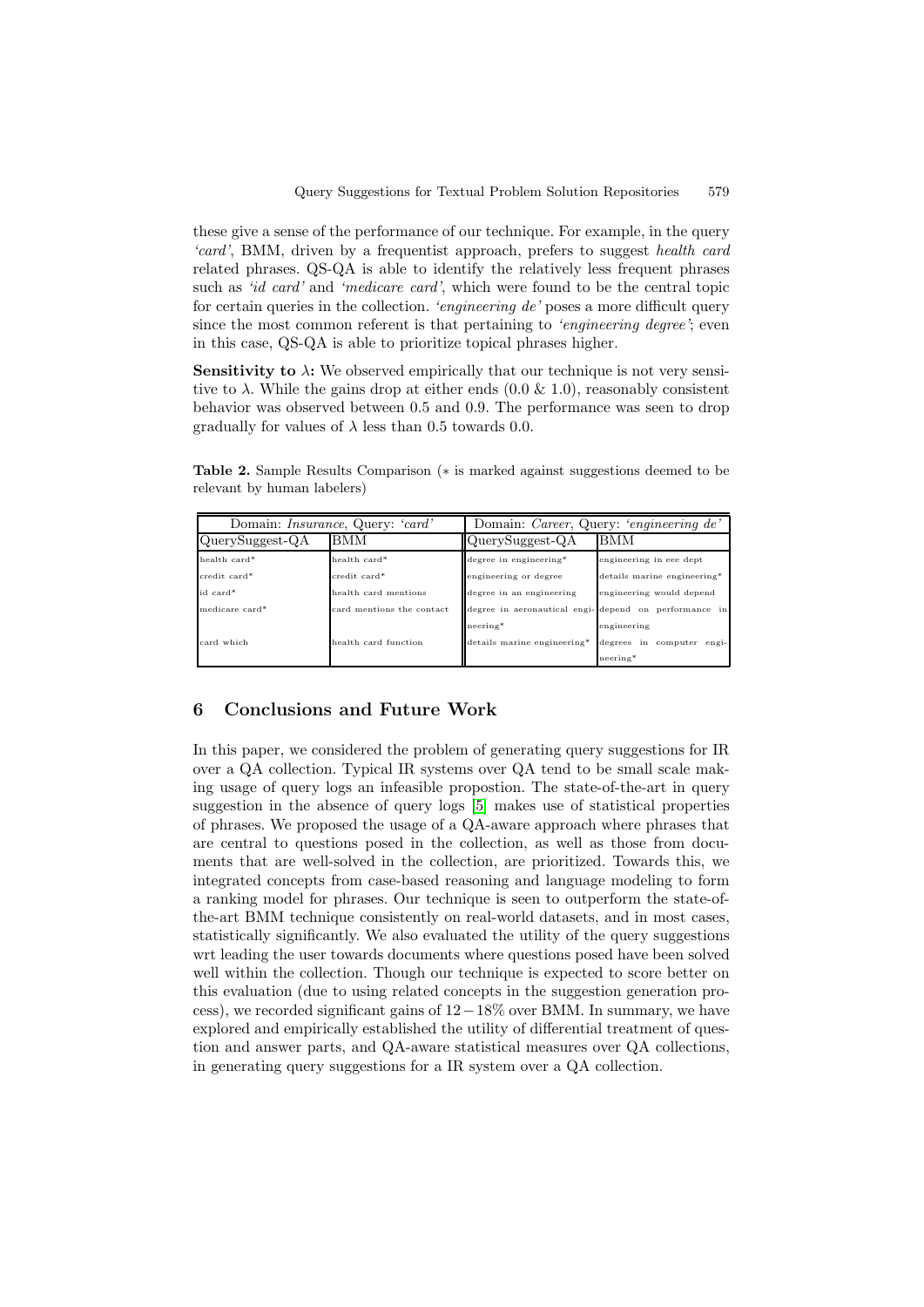these give a sense of the performance of our technique. For example, in the query *'card'*, BMM, driven by a frequentist approach, prefers to suggest *health card* related phrases. QS-QA is able to identify the relatively less frequent phrases such as *'id card'* and *'medicare card'*, which were found to be the central topic for certain queries in the collection. *'engineering de'* poses a more difficult query since the most common referent is that pertaining to *'engineering degree'*; even in this case, QS-QA is able to prioritize topical phrases higher.

**Sensitivity to $\lambda$:** We observed empirically that our technique is not very sensitive to $\lambda$. While the gains drop at either ends (0.0 & 1.0), reasonably consistent behavior was observed between 0.5 and 0.9. The performance was seen to drop gradually for values of $\lambda$ less than 0.5 towards 0.0.

**Table 2.** Sample Results Comparison ($*$ is marked against suggestions deemed to be relevant by human labelers)

| Domain: *Insurance*, Query: *'card'* | | Domain: *Career*, Query: *'engineering de'* | |
|---|---|---|---|
| QuerySuggest-QA | BMM | QuerySuggest-QA | BMM |
| health card* | health card* | degree in engineering* | engineering in eee dept |
| credit card* | credit card* | engineering or degree | details marine engineering* |
| id card* | health card mentions | degree in an engineering | engineering would depend |
| medicare card* | card mentions the contact | degree in aeronautical engineering* | depend on performance in engineering |
| card which | health card function | details marine engineering* | degrees in computer engineering* |

## 6 Conclusions and Future Work

In this paper, we considered the problem of generating query suggestions for IR over a QA collection. Typical IR systems over QA tend to be small scale making usage of query logs an infeasible propostion. The state-of-the-art in query suggestion in the absence of query logs [5] makes use of statistical properties of phrases. We proposed the usage of a QA-aware approach where phrases that are central to questions posed in the collection, as well as those from documents that are well-solved in the collection, are prioritized. Towards this, we integrated concepts from case-based reasoning and language modeling to form a ranking model for phrases. Our technique is seen to outperform the state-of-the-art BMM technique consistently on real-world datasets, and in most cases, statistically significantly. We also evaluated the utility of the query suggestions wrt leading the user towards documents where questions posed have been solved well within the collection. Though our technique is expected to score better on this evaluation (due to using related concepts in the suggestion generation process), we recorded significant gains of $12-18\%$ over BMM. In summary, we have explored and empirically established the utility of differential treatment of question and answer parts, and QA-aware statistical measures over QA collections, in generating query suggestions for a IR system over a QA collection.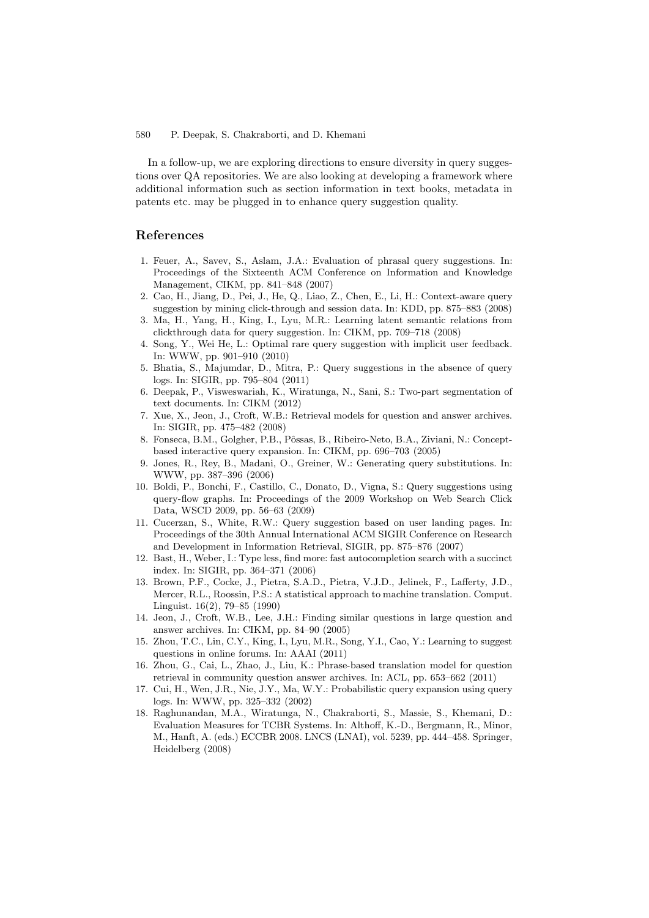In a follow-up, we are exploring directions to ensure diversity in query suggestions over QA repositories. We are also looking at developing a framework where additional information such as section information in text books, metadata in patents etc. may be plugged in to enhance query suggestion quality.

## References

1. Feuer, A., Savev, S., Aslam, J.A.: Evaluation of phrasal query suggestions. In: Proceedings of the Sixteenth ACM Conference on Information and Knowledge Management, CIKM, pp. 841–848 (2007)
2. Cao, H., Jiang, D., Pei, J., He, Q., Liao, Z., Chen, E., Li, H.: Context-aware query suggestion by mining click-through and session data. In: KDD, pp. 875–883 (2008)
3. Ma, H., Yang, H., King, I., Lyu, M.R.: Learning latent semantic relations from clickthrough data for query suggestion. In: CIKM, pp. 709–718 (2008)
4. Song, Y., Wei He, L.: Optimal rare query suggestion with implicit user feedback. In: WWW, pp. 901–910 (2010)
5. Bhatia, S., Majumdar, D., Mitra, P.: Query suggestions in the absence of query logs. In: SIGIR, pp. 795–804 (2011)
6. Deepak, P., Visweswariah, K., Wiratunga, N., Sani, S.: Two-part segmentation of text documents. In: CIKM (2012)
7. Xue, X., Jeon, J., Croft, W.B.: Retrieval models for question and answer archives. In: SIGIR, pp. 475–482 (2008)
8. Fonseca, B.M., Golgher, P.B., Pôssas, B., Ribeiro-Neto, B.A., Ziviani, N.: Concept-based interactive query expansion. In: CIKM, pp. 696–703 (2005)
9. Jones, R., Rey, B., Madani, O., Greiner, W.: Generating query substitutions. In: WWW, pp. 387–396 (2006)
10. Boldi, P., Bonchi, F., Castillo, C., Donato, D., Vigna, S.: Query suggestions using query-flow graphs. In: Proceedings of the 2009 Workshop on Web Search Click Data, WSCD 2009, pp. 56–63 (2009)
11. Cucerzan, S., White, R.W.: Query suggestion based on user landing pages. In: Proceedings of the 30th Annual International ACM SIGIR Conference on Research and Development in Information Retrieval, SIGIR, pp. 875–876 (2007)
12. Bast, H., Weber, I.: Type less, find more: fast autocompletion search with a succinct index. In: SIGIR, pp. 364–371 (2006)
13. Brown, P.F., Cocke, J., Pietra, S.A.D., Pietra, V.J.D., Jelinek, F., Lafferty, J.D., Mercer, R.L., Roossin, P.S.: A statistical approach to machine translation. Comput. Linguist. 16(2), 79–85 (1990)
14. Jeon, J., Croft, W.B., Lee, J.H.: Finding similar questions in large question and answer archives. In: CIKM, pp. 84–90 (2005)
15. Zhou, T.C., Lin, C.Y., King, I., Lyu, M.R., Song, Y.I., Cao, Y.: Learning to suggest questions in online forums. In: AAAI (2011)
16. Zhou, G., Cai, L., Zhao, J., Liu, K.: Phrase-based translation model for question retrieval in community question answer archives. In: ACL, pp. 653–662 (2011)
17. Cui, H., Wen, J.R., Nie, J.Y., Ma, W.Y.: Probabilistic query expansion using query logs. In: WWW, pp. 325–332 (2002)
18. Raghunandan, M.A., Wiratunga, N., Chakraborti, S., Massie, S., Khemani, D.: Evaluation Measures for TCBR Systems. In: Althoff, K.-D., Bergmann, R., Minor, M., Hanft, A. (eds.) ECCBR 2008. LNCS (LNAI), vol. 5239, pp. 444–458. Springer, Heidelberg (2008)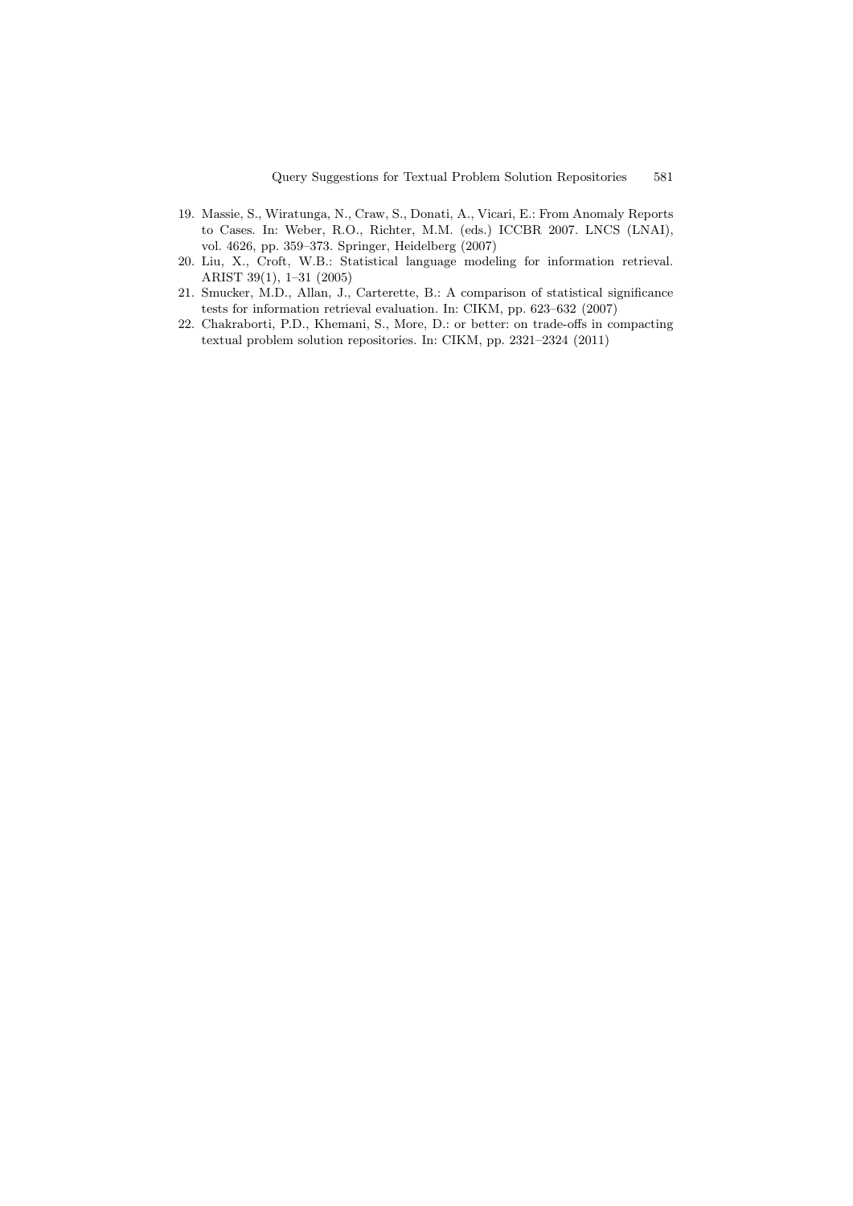19. Massie, S., Wiratunga, N., Craw, S., Donati, A., Vicari, E.: From Anomaly Reports to Cases. In: Weber, R.O., Richter, M.M. (eds.) ICCBR 2007. LNCS (LNAI), vol. 4626, pp. 359–373. Springer, Heidelberg (2007)
20. Liu, X., Croft, W.B.: Statistical language modeling for information retrieval. ARIST 39(1), 1–31 (2005)
21. Smucker, M.D., Allan, J., Carterette, B.: A comparison of statistical significance tests for information retrieval evaluation. In: CIKM, pp. 623–632 (2007)
22. Chakraborti, P.D., Khemani, S., More, D.: or better: on trade-offs in compacting textual problem solution repositories. In: CIKM, pp. 2321–2324 (2011)